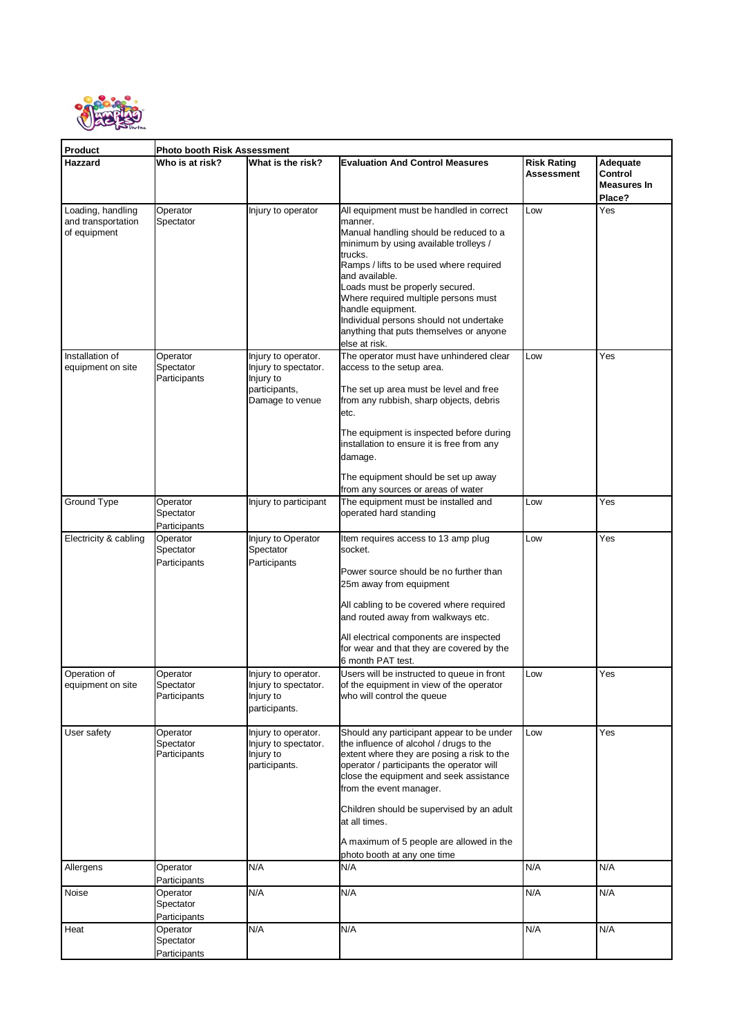| Product | Photo booth Risk Assessment | | | | |
|---|---|---|---|---|---|
| **Hazzard** | **Who is at risk?** | **What is the risk?** | **Evaluation And Control Measures** | **Risk Rating Assessment** | **Adequate Control Measures In Place?** |
| Loading, handling and transportation of equipment | Operator Spectator | Injury to operator | All equipment must be handled in correct manner. Manual handling should be reduced to a minimum by using available trolleys / trucks. Ramps / lifts to be used where required and available. Loads must be properly secured. Where required multiple persons must handle equipment. Individual persons should not undertake anything that puts themselves or anyone else at risk. | Low | Yes |
| Installation of equipment on site | Operator Spectator Participants | Injury to operator. Injury to spectator. Injury to participants, Damage to venue | The operator must have unhindered clear access to the setup area. The set up area must be level and free from any rubbish, sharp objects, debris etc. The equipment is inspected before during installation to ensure it is free from any damage. The equipment should be set up away from any sources or areas of water | Low | Yes |
| Ground Type | Operator Spectator Participants | Injury to participant | The equipment must be installed and operated hard standing | Low | Yes |
| Electricity & cabling | Operator Spectator Participants | Injury to Operator Spectator Participants | Item requires access to 13 amp plug socket. Power source should be no further than 25m away from equipment. All cabling to be covered where required and routed away from walkways etc. All electrical components are inspected for wear and that they are covered by the 6 month PAT test. | Low | Yes |
| Operation of equipment on site | Operator Spectator Participants | Injury to operator. Injury to spectator. Injury to participants. | Users will be instructed to queue in front of the equipment in view of the operator who will control the queue | Low | Yes |
| User safety | Operator Spectator Participants | Injury to operator. Injury to spectator. Injury to participants. | Should any participant appear to be under the influence of alcohol / drugs to the extent where they are posing a risk to the operator / participants the operator will close the equipment and seek assistance from the event manager. Children should be supervised by an adult at all times. A maximum of 5 people are allowed in the photo booth at any one time | Low | Yes |
| Allergens | Operator Participants | N/A | N/A | N/A | N/A |
| Noise | Operator Spectator Participants | N/A | N/A | N/A | N/A |
| Heat | Operator Spectator Participants | N/A | N/A | N/A | N/A |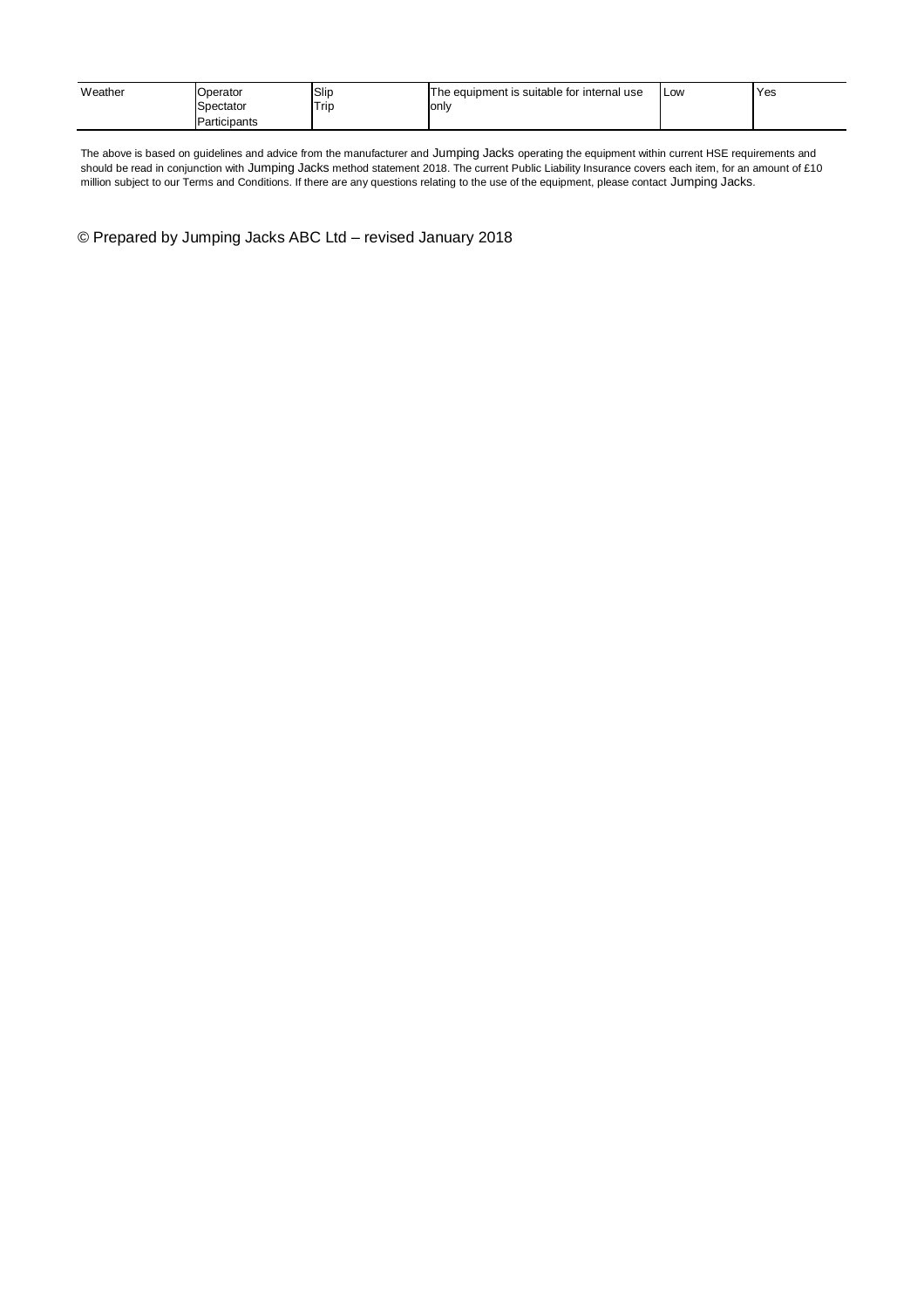| | | | | | |
|---|---|---|---|---|---|
| Weather | Operator<br>Spectator<br>Participants | Slip<br>Trip | The equipment is suitable for internal use only | Low | Yes |

The above is based on guidelines and advice from the manufacturer and Jumping Jacks operating the equipment within current HSE requirements and should be read in conjunction with Jumping Jacks method statement 2018. The current Public Liability Insurance covers each item, for an amount of £10 million subject to our Terms and Conditions. If there are any questions relating to the use of the equipment, please contact Jumping Jacks.

© Prepared by Jumping Jacks ABC Ltd – revised January 2018